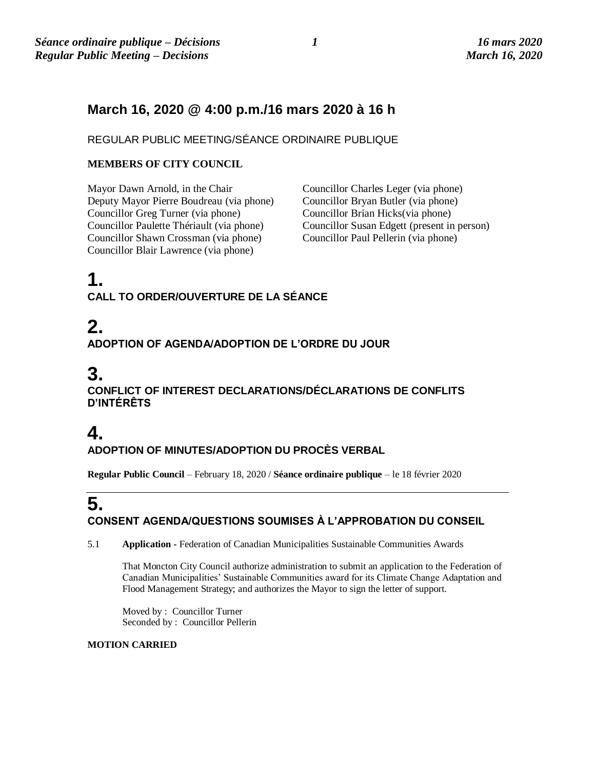## March 16, 2020 @ 4:00 p.m./16 mars 2020 à 16 h

REGULAR PUBLIC MEETING/SÉANCE ORDINAIRE PUBLIQUE

**MEMBERS OF CITY COUNCIL**

Mayor Dawn Arnold, in the Chair
Deputy Mayor Pierre Boudreau (via phone)
Councillor Greg Turner (via phone)
Councillor Paulette Thériault (via phone)
Councillor Shawn Crossman (via phone)
Councillor Blair Lawrence (via phone)
Councillor Charles Leger (via phone)
Councillor Bryan Butler (via phone)
Councillor Brian Hicks(via phone)
Councillor Susan Edgett (present in person)
Councillor Paul Pellerin (via phone)

# 1.
**CALL TO ORDER/OUVERTURE DE LA SÉANCE**

# 2.
**ADOPTION OF AGENDA/ADOPTION DE L'ORDRE DU JOUR**

# 3.
**CONFLICT OF INTEREST DECLARATIONS/DÉCLARATIONS DE CONFLITS D'INTÉRÊTS**

# 4.
**ADOPTION OF MINUTES/ADOPTION DU PROCÈS VERBAL**

**Regular Public Council** – February 18, 2020 / **Séance ordinaire publique** – le 18 février 2020

---

# 5.
**CONSENT AGENDA/QUESTIONS SOUMISES À L'APPROBATION DU CONSEIL**

5.1 **Application -** Federation of Canadian Municipalities Sustainable Communities Awards

That Moncton City Council authorize administration to submit an application to the Federation of Canadian Municipalities' Sustainable Communities award for its Climate Change Adaptation and Flood Management Strategy; and authorizes the Mayor to sign the letter of support.

Moved by : Councillor Turner
Seconded by : Councillor Pellerin

**MOTION CARRIED**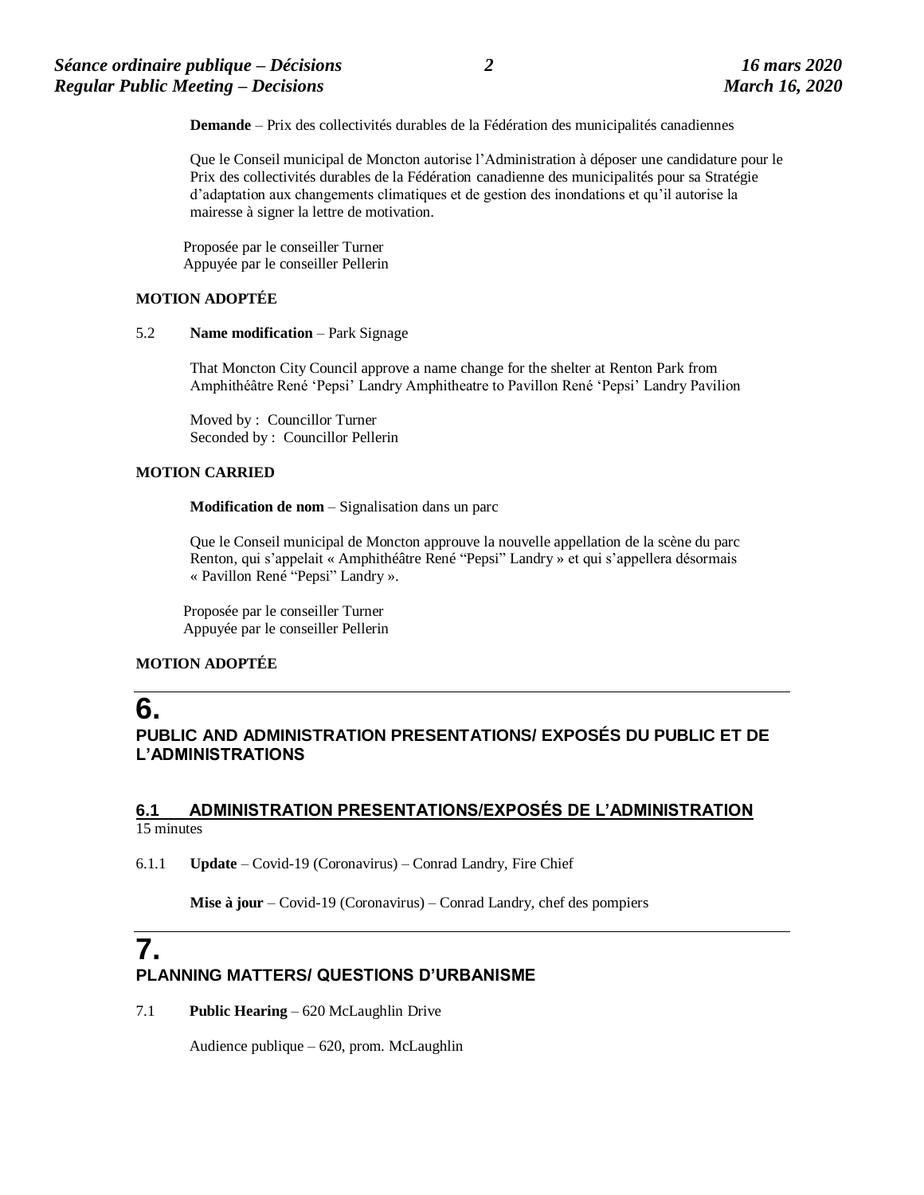**Demande** – Prix des collectivités durables de la Fédération des municipalités canadiennes

Que le Conseil municipal de Moncton autorise l'Administration à déposer une candidature pour le Prix des collectivités durables de la Fédération canadienne des municipalités pour sa Stratégie d'adaptation aux changements climatiques et de gestion des inondations et qu'il autorise la mairesse à signer la lettre de motivation.

Proposée par le conseiller Turner
Appuyée par le conseiller Pellerin

**MOTION ADOPTÉE**

5.2 **Name modification** – Park Signage

That Moncton City Council approve a name change for the shelter at Renton Park from Amphithéâtre René 'Pepsi' Landry Amphitheatre to Pavillon René 'Pepsi' Landry Pavilion

Moved by : Councillor Turner
Seconded by : Councillor Pellerin

**MOTION CARRIED**

**Modification de nom** – Signalisation dans un parc

Que le Conseil municipal de Moncton approuve la nouvelle appellation de la scène du parc Renton, qui s'appelait « Amphithéâtre René "Pepsi" Landry » et qui s'appellera désormais « Pavillon René "Pepsi" Landry ».

Proposée par le conseiller Turner
Appuyée par le conseiller Pellerin

**MOTION ADOPTÉE**

# 6.

## PUBLIC AND ADMINISTRATION PRESENTATIONS/ EXPOSÉS DU PUBLIC ET DE L'ADMINISTRATIONS

### 6.1 ADMINISTRATION PRESENTATIONS/EXPOSÉS DE L'ADMINISTRATION

15 minutes

6.1.1 **Update** – Covid-19 (Coronavirus) – Conrad Landry, Fire Chief

**Mise à jour** – Covid-19 (Coronavirus) – Conrad Landry, chef des pompiers

# 7.

## PLANNING MATTERS/ QUESTIONS D'URBANISME

7.1 **Public Hearing** – 620 McLaughlin Drive

Audience publique – 620, prom. McLaughlin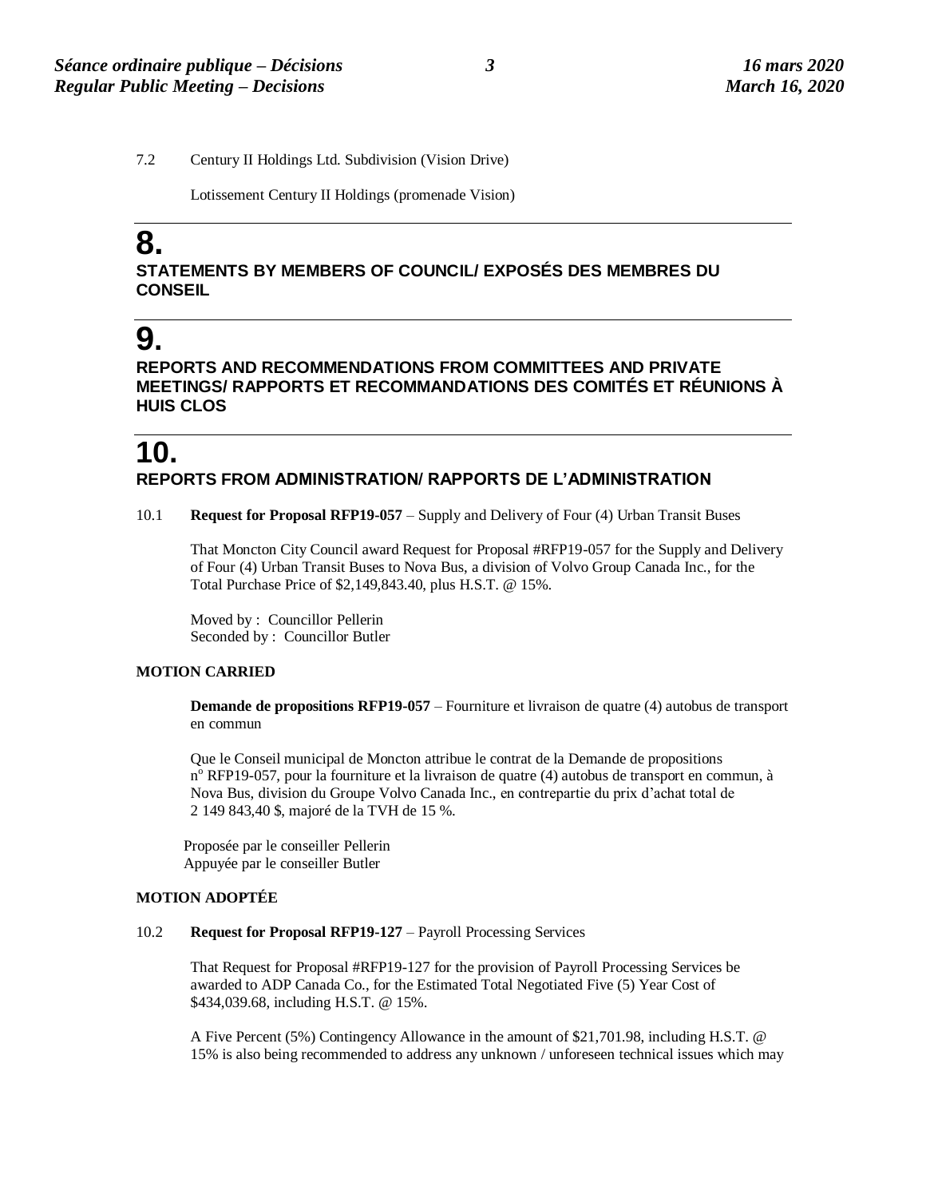7.2 Century II Holdings Ltd. Subdivision (Vision Drive)

Lotissement Century II Holdings (promenade Vision)

# 8.

## STATEMENTS BY MEMBERS OF COUNCIL/ EXPOSÉS DES MEMBRES DU CONSEIL

# 9.

## REPORTS AND RECOMMENDATIONS FROM COMMITTEES AND PRIVATE MEETINGS/ RAPPORTS ET RECOMMANDATIONS DES COMITÉS ET RÉUNIONS À HUIS CLOS

# 10.

## REPORTS FROM ADMINISTRATION/ RAPPORTS DE L'ADMINISTRATION

10.1 **Request for Proposal RFP19-057** – Supply and Delivery of Four (4) Urban Transit Buses

That Moncton City Council award Request for Proposal #RFP19-057 for the Supply and Delivery of Four (4) Urban Transit Buses to Nova Bus, a division of Volvo Group Canada Inc., for the Total Purchase Price of $2,149,843.40, plus H.S.T. @ 15%.

Moved by : Councillor Pellerin
Seconded by : Councillor Butler

**MOTION CARRIED**

**Demande de propositions RFP19-057** – Fourniture et livraison de quatre (4) autobus de transport en commun

Que le Conseil municipal de Moncton attribue le contrat de la Demande de propositions n° RFP19-057, pour la fourniture et la livraison de quatre (4) autobus de transport en commun, à Nova Bus, division du Groupe Volvo Canada Inc., en contrepartie du prix d'achat total de 2 149 843,40 $, majoré de la TVH de 15 %.

Proposée par le conseiller Pellerin
Appuyée par le conseiller Butler

**MOTION ADOPTÉE**

10.2 **Request for Proposal RFP19-127** – Payroll Processing Services

That Request for Proposal #RFP19-127 for the provision of Payroll Processing Services be awarded to ADP Canada Co., for the Estimated Total Negotiated Five (5) Year Cost of $434,039.68, including H.S.T. @ 15%.

A Five Percent (5%) Contingency Allowance in the amount of $21,701.98, including H.S.T. @ 15% is also being recommended to address any unknown / unforeseen technical issues which may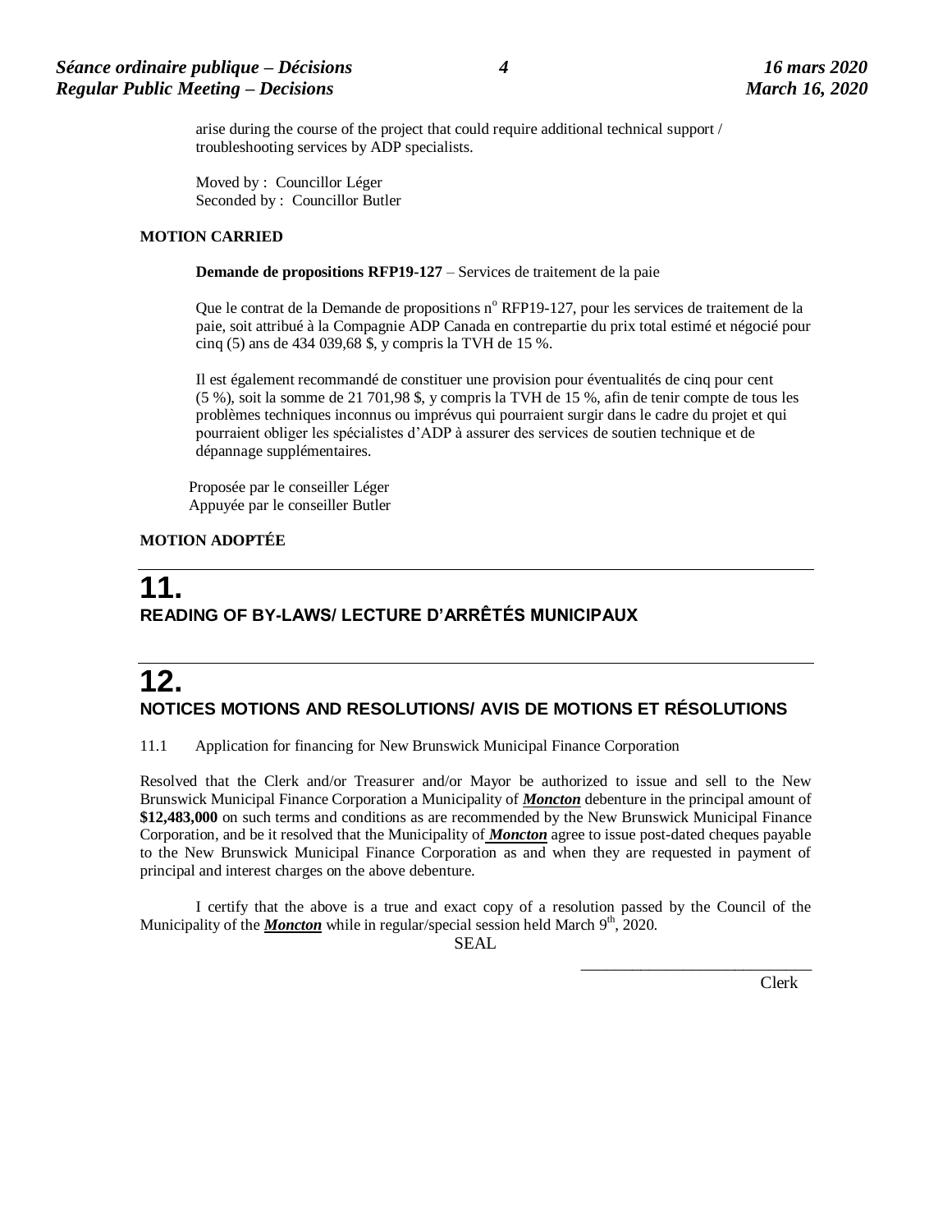arise during the course of the project that could require additional technical support / troubleshooting services by ADP specialists.

Moved by : Councillor Léger
Seconded by : Councillor Butler

**MOTION CARRIED**

**Demande de propositions RFP19-127** – Services de traitement de la paie

Que le contrat de la Demande de propositions n° RFP19-127, pour les services de traitement de la paie, soit attribué à la Compagnie ADP Canada en contrepartie du prix total estimé et négocié pour cinq (5) ans de 434 039,68 $, y compris la TVH de 15 %.

Il est également recommandé de constituer une provision pour éventualités de cinq pour cent (5 %), soit la somme de 21 701,98 $, y compris la TVH de 15 %, afin de tenir compte de tous les problèmes techniques inconnus ou imprévus qui pourraient surgir dans le cadre du projet et qui pourraient obliger les spécialistes d'ADP à assurer des services de soutien technique et de dépannage supplémentaires.

Proposée par le conseiller Léger
Appuyée par le conseiller Butler

**MOTION ADOPTÉE**

# 11.
## READING OF BY-LAWS/ LECTURE D'ARRÊTÉS MUNICIPAUX

# 12.
## NOTICES MOTIONS AND RESOLUTIONS/ AVIS DE MOTIONS ET RÉSOLUTIONS

11.1 Application for financing for New Brunswick Municipal Finance Corporation

Resolved that the Clerk and/or Treasurer and/or Mayor be authorized to issue and sell to the New Brunswick Municipal Finance Corporation a Municipality of ***Moncton*** debenture in the principal amount of **$12,483,000** on such terms and conditions as are recommended by the New Brunswick Municipal Finance Corporation, and be it resolved that the Municipality of ***Moncton*** agree to issue post-dated cheques payable to the New Brunswick Municipal Finance Corporation as and when they are requested in payment of principal and interest charges on the above debenture.

I certify that the above is a true and exact copy of a resolution passed by the Council of the Municipality of the ***Moncton*** while in regular/special session held March 9th, 2020.

SEAL

____________________________
Clerk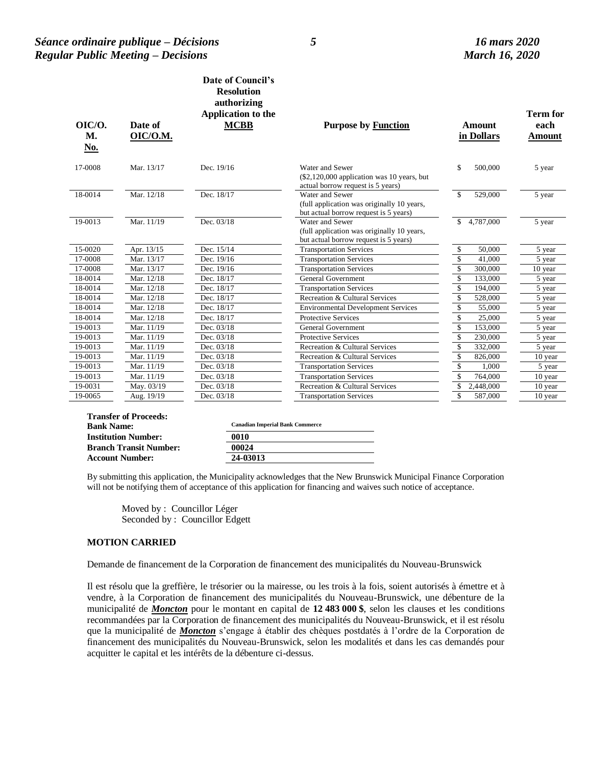| OIC/O.M. No. | Date of OIC/O.M. | Date of Council's Resolution authorizing Application to the MCBB | Purpose by Function | Amount in Dollars | Term for each Amount |
|---|---|---|---|---|---|
| 17-0008 | Mar. 13/17 | Dec. 19/16 | Water and Sewer ($2,120,000 application was 10 years, but actual borrow request is 5 years) | $ 500,000 | 5 year |
| 18-0014 | Mar. 12/18 | Dec. 18/17 | Water and Sewer (full application was originally 10 years, but actual borrow request is 5 years) | $ 529,000 | 5 year |
| 19-0013 | Mar. 11/19 | Dec. 03/18 | Water and Sewer (full application was originally 10 years, but actual borrow request is 5 years) | $ 4,787,000 | 5 year |
| 15-0020 | Apr. 13/15 | Dec. 15/14 | Transportation Services | $ 50,000 | 5 year |
| 17-0008 | Mar. 13/17 | Dec. 19/16 | Transportation Services | $ 41,000 | 5 year |
| 17-0008 | Mar. 13/17 | Dec. 19/16 | Transportation Services | $ 300,000 | 10 year |
| 18-0014 | Mar. 12/18 | Dec. 18/17 | General Government | $ 133,000 | 5 year |
| 18-0014 | Mar. 12/18 | Dec. 18/17 | Transportation Services | $ 194,000 | 5 year |
| 18-0014 | Mar. 12/18 | Dec. 18/17 | Recreation & Cultural Services | $ 528,000 | 5 year |
| 18-0014 | Mar. 12/18 | Dec. 18/17 | Environmental Development Services | $ 55,000 | 5 year |
| 18-0014 | Mar. 12/18 | Dec. 18/17 | Protective Services | $ 25,000 | 5 year |
| 19-0013 | Mar. 11/19 | Dec. 03/18 | General Government | $ 153,000 | 5 year |
| 19-0013 | Mar. 11/19 | Dec. 03/18 | Protective Services | $ 230,000 | 5 year |
| 19-0013 | Mar. 11/19 | Dec. 03/18 | Recreation & Cultural Services | $ 332,000 | 5 year |
| 19-0013 | Mar. 11/19 | Dec. 03/18 | Recreation & Cultural Services | $ 826,000 | 10 year |
| 19-0013 | Mar. 11/19 | Dec. 03/18 | Transportation Services | $ 1,000 | 5 year |
| 19-0013 | Mar. 11/19 | Dec. 03/18 | Transportation Services | $ 764,000 | 10 year |
| 19-0031 | May. 03/19 | Dec. 03/18 | Recreation & Cultural Services | $ 2,448,000 | 10 year |
| 19-0065 | Aug. 19/19 | Dec. 03/18 | Transportation Services | $ 587,000 | 10 year |

**Transfer of Proceeds:**

| | |
|---|---|
| **Bank Name:** | **Canadian Imperial Bank Commerce** |
| **Institution Number:** | **0010** |
| **Branch Transit Number:** | **00024** |
| **Account Number:** | **24-03013** |

By submitting this application, the Municipality acknowledges that the New Brunswick Municipal Finance Corporation will not be notifying them of acceptance of this application for financing and waives such notice of acceptance.

Moved by : Councillor Léger
Seconded by : Councillor Edgett

**MOTION CARRIED**

Demande de financement de la Corporation de financement des municipalités du Nouveau-Brunswick

Il est résolu que la greffière, le trésorier ou la mairesse, ou les trois à la fois, soient autorisés à émettre et à vendre, à la Corporation de financement des municipalités du Nouveau-Brunswick, une débenture de la municipalité de ***Moncton*** pour le montant en capital de **12 483 000 $**, selon les clauses et les conditions recommandées par la Corporation de financement des municipalités du Nouveau-Brunswick, et il est résolu que la municipalité de ***Moncton*** s'engage à établir des chèques postdatés à l'ordre de la Corporation de financement des municipalités du Nouveau-Brunswick, selon les modalités et dans les cas demandés pour acquitter le capital et les intérêts de la débenture ci-dessus.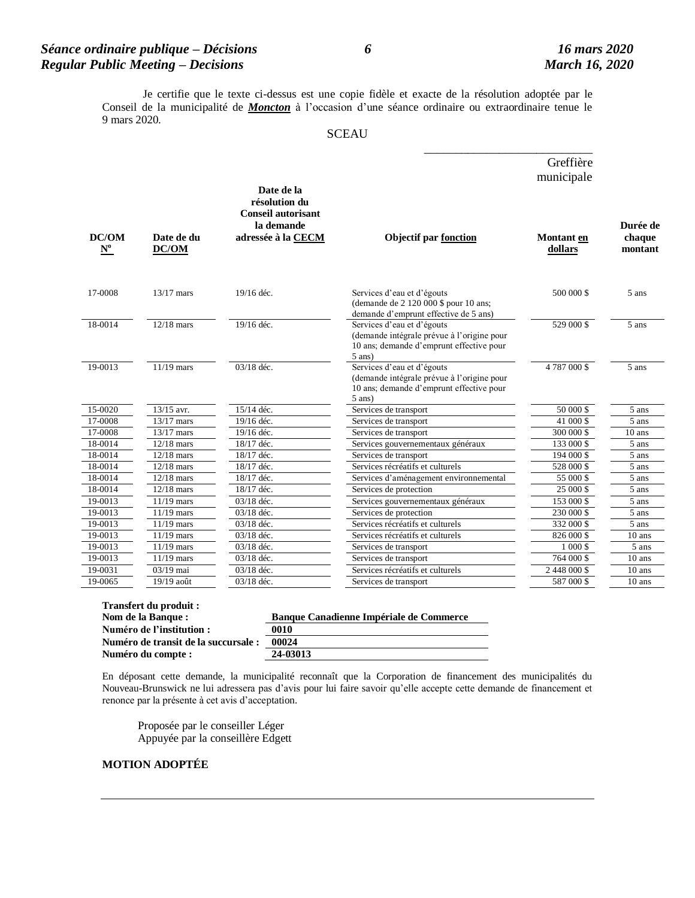Je certifie que le texte ci-dessus est une copie fidèle et exacte de la résolution adoptée par le Conseil de la municipalité de ***Moncton*** à l'occasion d'une séance ordinaire ou extraordinaire tenue le 9 mars 2020.

SCEAU

\_\_\_\_\_\_\_\_\_\_\_\_\_\_\_\_\_\_\_\_\_\_\_\_\_\_\_\_\_\_
Greffière municipale

| DC/OM Nº | Date de du DC/OM | Date de la résolution du Conseil autorisant la demande adressée à la CECM | Objectif par fonction | Montant en dollars | Durée de chaque montant |
|---|---|---|---|---|---|
| 17-0008 | 13/17 mars | 19/16 déc. | Services d'eau et d'égouts (demande de 2 120 000 $ pour 10 ans; demande d'emprunt effective de 5 ans) | 500 000 $ | 5 ans |
| 18-0014 | 12/18 mars | 19/16 déc. | Services d'eau et d'égouts (demande intégrale prévue à l'origine pour 10 ans; demande d'emprunt effective pour 5 ans) | 529 000 $ | 5 ans |
| 19-0013 | 11/19 mars | 03/18 déc. | Services d'eau et d'égouts (demande intégrale prévue à l'origine pour 10 ans; demande d'emprunt effective pour 5 ans) | 4 787 000 $ | 5 ans |
| 15-0020 | 13/15 avr. | 15/14 déc. | Services de transport | 50 000 $ | 5 ans |
| 17-0008 | 13/17 mars | 19/16 déc. | Services de transport | 41 000 $ | 5 ans |
| 17-0008 | 13/17 mars | 19/16 déc. | Services de transport | 300 000 $ | 10 ans |
| 18-0014 | 12/18 mars | 18/17 déc. | Services gouvernementaux généraux | 133 000 $ | 5 ans |
| 18-0014 | 12/18 mars | 18/17 déc. | Services de transport | 194 000 $ | 5 ans |
| 18-0014 | 12/18 mars | 18/17 déc. | Services récréatifs et culturels | 528 000 $ | 5 ans |
| 18-0014 | 12/18 mars | 18/17 déc. | Services d'aménagement environnemental | 55 000 $ | 5 ans |
| 18-0014 | 12/18 mars | 18/17 déc. | Services de protection | 25 000 $ | 5 ans |
| 19-0013 | 11/19 mars | 03/18 déc. | Services gouvernementaux généraux | 153 000 $ | 5 ans |
| 19-0013 | 11/19 mars | 03/18 déc. | Services de protection | 230 000 $ | 5 ans |
| 19-0013 | 11/19 mars | 03/18 déc. | Services récréatifs et culturels | 332 000 $ | 5 ans |
| 19-0013 | 11/19 mars | 03/18 déc. | Services récréatifs et culturels | 826 000 $ | 10 ans |
| 19-0013 | 11/19 mars | 03/18 déc. | Services de transport | 1 000 $ | 5 ans |
| 19-0013 | 11/19 mars | 03/18 déc. | Services de transport | 764 000 $ | 10 ans |
| 19-0031 | 03/19 mai | 03/18 déc. | Services récréatifs et culturels | 2 448 000 $ | 10 ans |
| 19-0065 | 19/19 août | 03/18 déc. | Services de transport | 587 000 $ | 10 ans |

**Transfert du produit :**

| | |
|---|---|
| **Nom de la Banque :** | **Banque Canadienne Impériale de Commerce** |
| **Numéro de l'institution :** | **0010** |
| **Numéro de transit de la succursale :** | **00024** |
| **Numéro du compte :** | **24-03013** |

En déposant cette demande, la municipalité reconnaît que la Corporation de financement des municipalités du Nouveau-Brunswick ne lui adressera pas d'avis pour lui faire savoir qu'elle accepte cette demande de financement et renonce par la présente à cet avis d'acceptation.

Proposée par le conseiller Léger
Appuyée par la conseillère Edgett

**MOTION ADOPTÉE**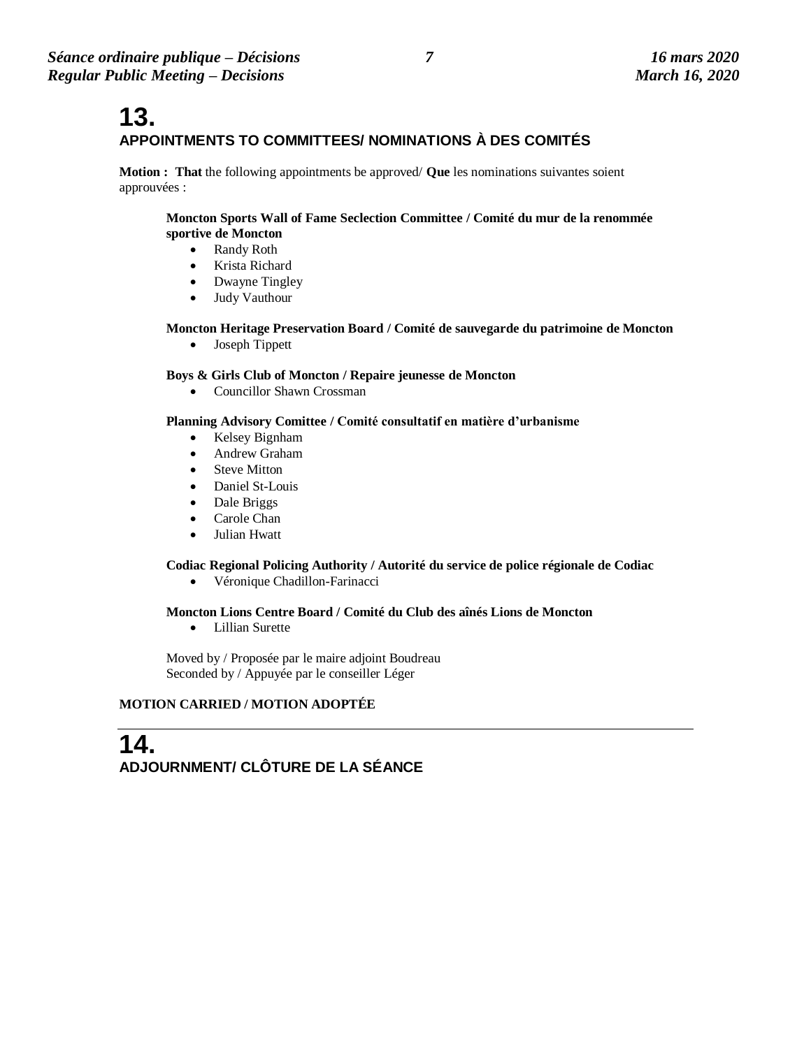# 13.
## APPOINTMENTS TO COMMITTEES/ NOMINATIONS À DES COMITÉS

**Motion : That** the following appointments be approved/ **Que** les nominations suivantes soient approuvées :

**Moncton Sports Wall of Fame Seclection Committee / Comité du mur de la renommée sportive de Moncton**

- Randy Roth
- Krista Richard
- Dwayne Tingley
- Judy Vauthour

**Moncton Heritage Preservation Board / Comité de sauvegarde du patrimoine de Moncton**

- Joseph Tippett

**Boys & Girls Club of Moncton / Repaire jeunesse de Moncton**

- Councillor Shawn Crossman

**Planning Advisory Comittee / Comité consultatif en matière d'urbanisme**

- Kelsey Bignham
- Andrew Graham
- Steve Mitton
- Daniel St-Louis
- Dale Briggs
- Carole Chan
- Julian Hwatt

**Codiac Regional Policing Authority / Autorité du service de police régionale de Codiac**

- Véronique Chadillon-Farinacci

**Moncton Lions Centre Board / Comité du Club des aînés Lions de Moncton**

- Lillian Surette

Moved by / Proposée par le maire adjoint Boudreau
Seconded by / Appuyée par le conseiller Léger

**MOTION CARRIED / MOTION ADOPTÉE**

---

# 14.
## ADJOURNMENT/ CLÔTURE DE LA SÉANCE